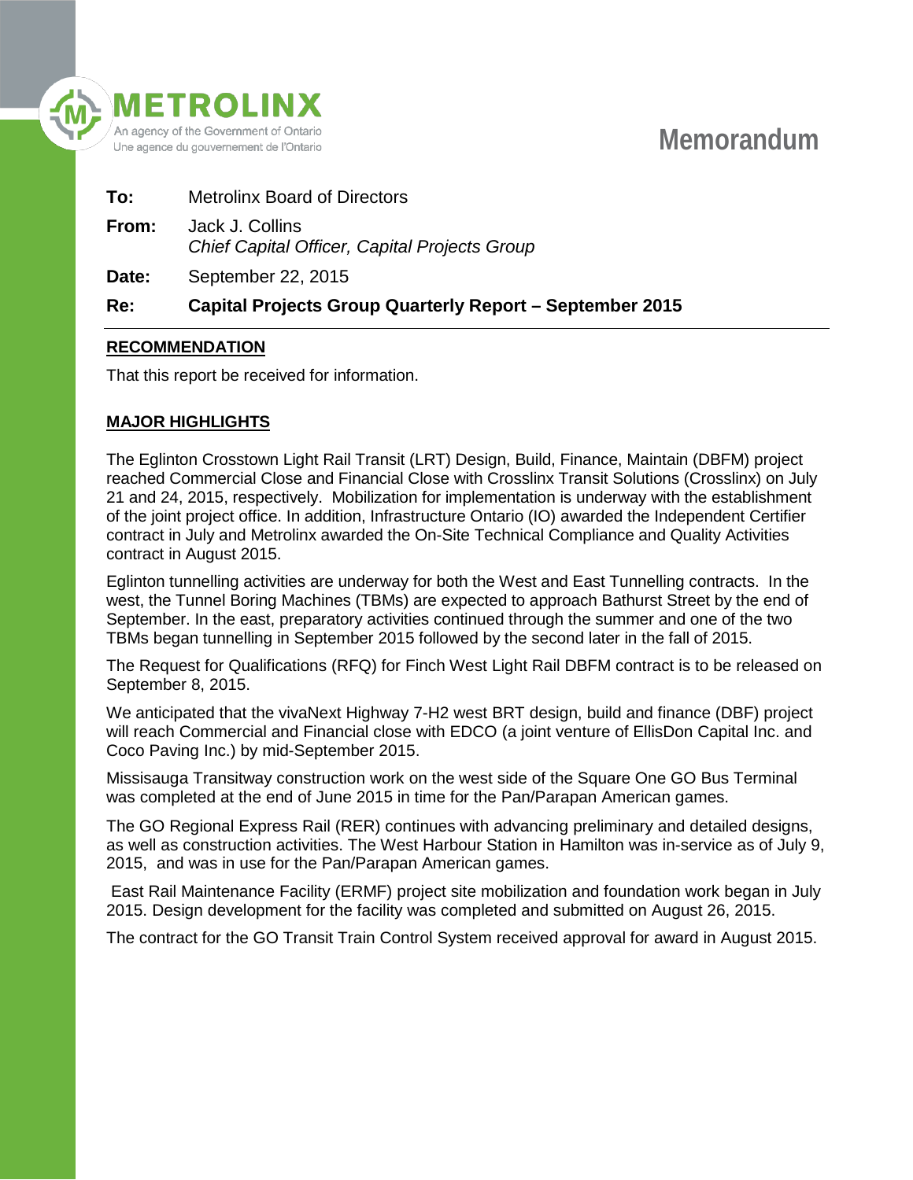METROLINX

An agency of the Government of Ontario
Une agence du gouvernement de l'Ontario

# Memorandum

**To:** Metrolinx Board of Directors

**From:** Jack J. Collins
*Chief Capital Officer, Capital Projects Group*

**Date:** September 22, 2015

**Re:** **Capital Projects Group Quarterly Report – September 2015**

---

## RECOMMENDATION

That this report be received for information.

## MAJOR HIGHLIGHTS

The Eglinton Crosstown Light Rail Transit (LRT) Design, Build, Finance, Maintain (DBFM) project reached Commercial Close and Financial Close with Crosslinx Transit Solutions (Crosslinx) on July 21 and 24, 2015, respectively. Mobilization for implementation is underway with the establishment of the joint project office. In addition, Infrastructure Ontario (IO) awarded the Independent Certifier contract in July and Metrolinx awarded the On-Site Technical Compliance and Quality Activities contract in August 2015.

Eglinton tunnelling activities are underway for both the West and East Tunnelling contracts. In the west, the Tunnel Boring Machines (TBMs) are expected to approach Bathurst Street by the end of September. In the east, preparatory activities continued through the summer and one of the two TBMs began tunnelling in September 2015 followed by the second later in the fall of 2015.

The Request for Qualifications (RFQ) for Finch West Light Rail DBFM contract is to be released on September 8, 2015.

We anticipated that the vivaNext Highway 7-H2 west BRT design, build and finance (DBF) project will reach Commercial and Financial close with EDCO (a joint venture of EllisDon Capital Inc. and Coco Paving Inc.) by mid-September 2015.

Missisauga Transitway construction work on the west side of the Square One GO Bus Terminal was completed at the end of June 2015 in time for the Pan/Parapan American games.

The GO Regional Express Rail (RER) continues with advancing preliminary and detailed designs, as well as construction activities. The West Harbour Station in Hamilton was in-service as of July 9, 2015, and was in use for the Pan/Parapan American games.

East Rail Maintenance Facility (ERMF) project site mobilization and foundation work began in July 2015. Design development for the facility was completed and submitted on August 26, 2015.

The contract for the GO Transit Train Control System received approval for award in August 2015.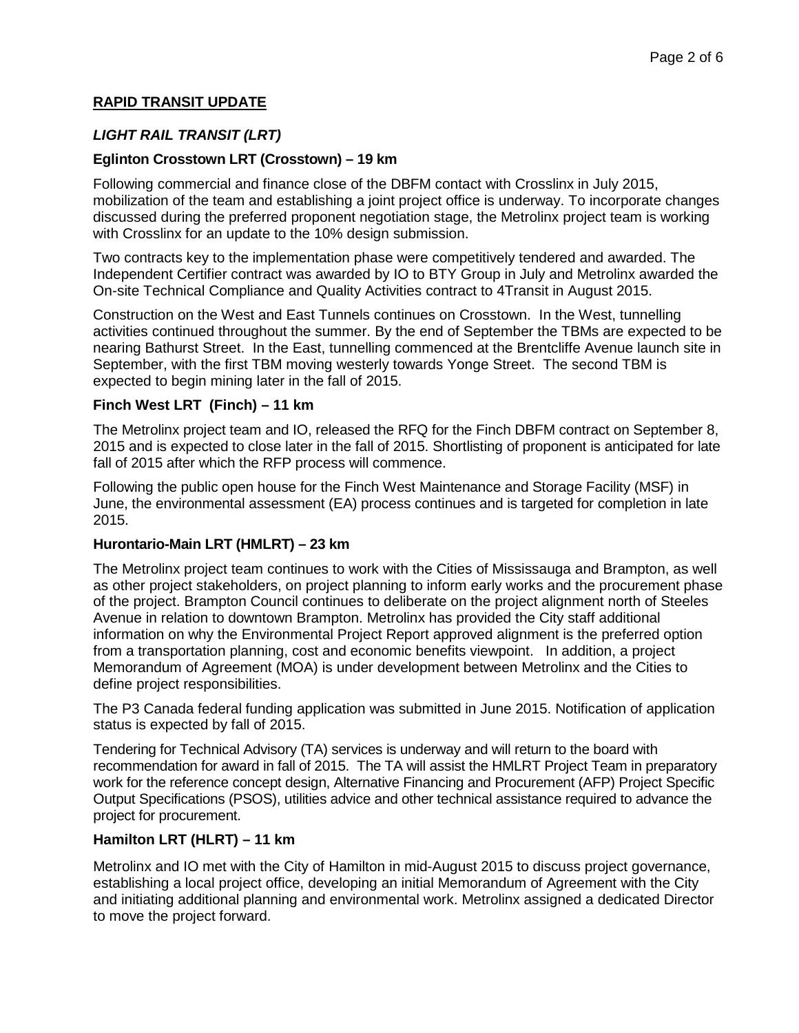## RAPID TRANSIT UPDATE

### *LIGHT RAIL TRANSIT (LRT)*

**Eglinton Crosstown LRT (Crosstown) – 19 km**

Following commercial and finance close of the DBFM contact with Crosslinx in July 2015, mobilization of the team and establishing a joint project office is underway. To incorporate changes discussed during the preferred proponent negotiation stage, the Metrolinx project team is working with Crosslinx for an update to the 10% design submission.

Two contracts key to the implementation phase were competitively tendered and awarded. The Independent Certifier contract was awarded by IO to BTY Group in July and Metrolinx awarded the On-site Technical Compliance and Quality Activities contract to 4Transit in August 2015.

Construction on the West and East Tunnels continues on Crosstown. In the West, tunnelling activities continued throughout the summer. By the end of September the TBMs are expected to be nearing Bathurst Street. In the East, tunnelling commenced at the Brentcliffe Avenue launch site in September, with the first TBM moving westerly towards Yonge Street. The second TBM is expected to begin mining later in the fall of 2015.

**Finch West LRT (Finch) – 11 km**

The Metrolinx project team and IO, released the RFQ for the Finch DBFM contract on September 8, 2015 and is expected to close later in the fall of 2015. Shortlisting of proponent is anticipated for late fall of 2015 after which the RFP process will commence.

Following the public open house for the Finch West Maintenance and Storage Facility (MSF) in June, the environmental assessment (EA) process continues and is targeted for completion in late 2015.

**Hurontario-Main LRT (HMLRT) – 23 km**

The Metrolinx project team continues to work with the Cities of Mississauga and Brampton, as well as other project stakeholders, on project planning to inform early works and the procurement phase of the project. Brampton Council continues to deliberate on the project alignment north of Steeles Avenue in relation to downtown Brampton. Metrolinx has provided the City staff additional information on why the Environmental Project Report approved alignment is the preferred option from a transportation planning, cost and economic benefits viewpoint. In addition, a project Memorandum of Agreement (MOA) is under development between Metrolinx and the Cities to define project responsibilities.

The P3 Canada federal funding application was submitted in June 2015. Notification of application status is expected by fall of 2015.

Tendering for Technical Advisory (TA) services is underway and will return to the board with recommendation for award in fall of 2015. The TA will assist the HMLRT Project Team in preparatory work for the reference concept design, Alternative Financing and Procurement (AFP) Project Specific Output Specifications (PSOS), utilities advice and other technical assistance required to advance the project for procurement.

**Hamilton LRT (HLRT) – 11 km**

Metrolinx and IO met with the City of Hamilton in mid-August 2015 to discuss project governance, establishing a local project office, developing an initial Memorandum of Agreement with the City and initiating additional planning and environmental work. Metrolinx assigned a dedicated Director to move the project forward.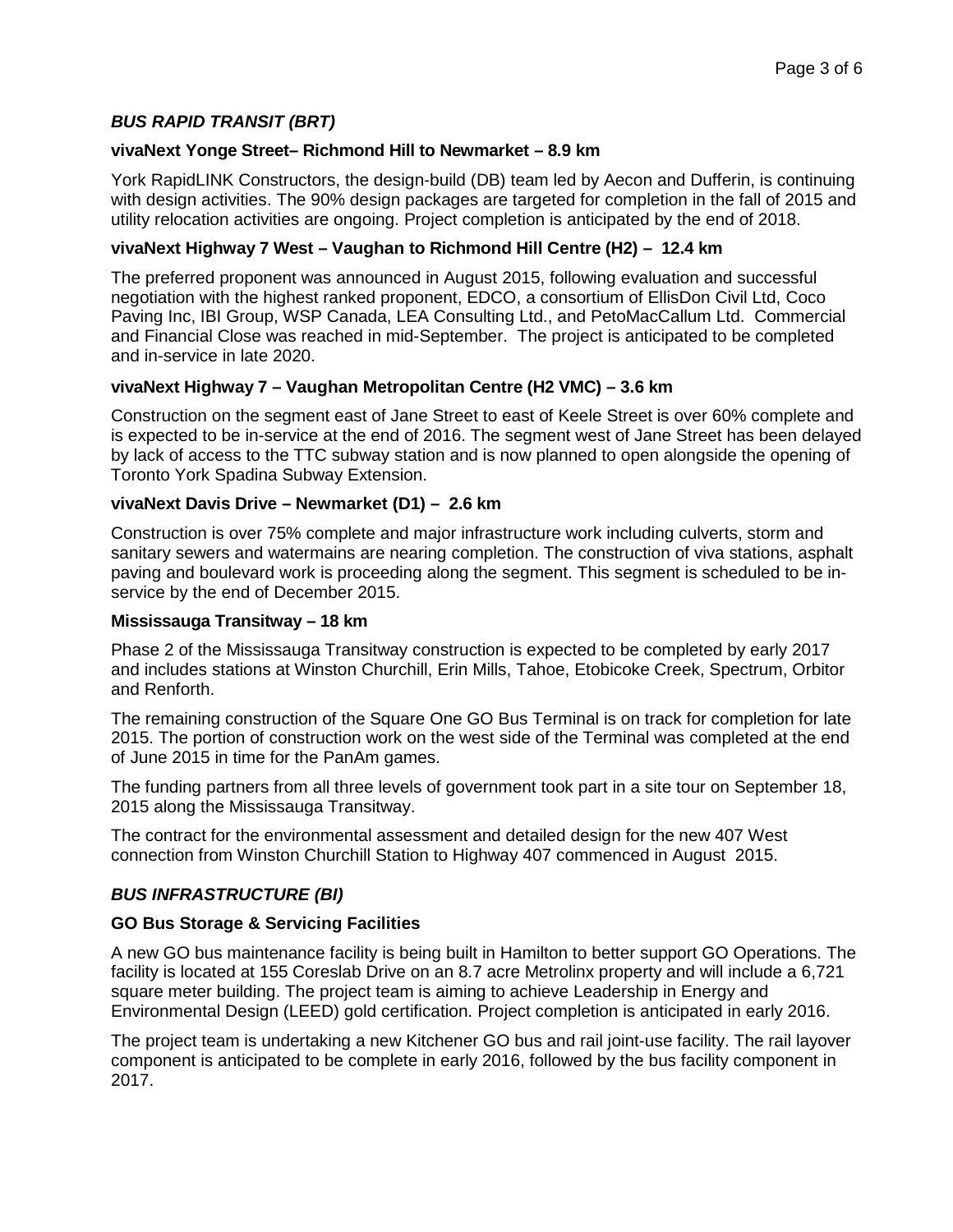## *BUS RAPID TRANSIT (BRT)*

### vivaNext Yonge Street– Richmond Hill to Newmarket – 8.9 km

York RapidLINK Constructors, the design-build (DB) team led by Aecon and Dufferin, is continuing with design activities. The 90% design packages are targeted for completion in the fall of 2015 and utility relocation activities are ongoing. Project completion is anticipated by the end of 2018.

### vivaNext Highway 7 West – Vaughan to Richmond Hill Centre (H2) – 12.4 km

The preferred proponent was announced in August 2015, following evaluation and successful negotiation with the highest ranked proponent, EDCO, a consortium of EllisDon Civil Ltd, Coco Paving Inc, IBI Group, WSP Canada, LEA Consulting Ltd., and PetoMacCallum Ltd. Commercial and Financial Close was reached in mid-September. The project is anticipated to be completed and in-service in late 2020.

### vivaNext Highway 7 – Vaughan Metropolitan Centre (H2 VMC) – 3.6 km

Construction on the segment east of Jane Street to east of Keele Street is over 60% complete and is expected to be in-service at the end of 2016. The segment west of Jane Street has been delayed by lack of access to the TTC subway station and is now planned to open alongside the opening of Toronto York Spadina Subway Extension.

### vivaNext Davis Drive – Newmarket (D1) – 2.6 km

Construction is over 75% complete and major infrastructure work including culverts, storm and sanitary sewers and watermains are nearing completion. The construction of viva stations, asphalt paving and boulevard work is proceeding along the segment. This segment is scheduled to be in-service by the end of December 2015.

### Mississauga Transitway – 18 km

Phase 2 of the Mississauga Transitway construction is expected to be completed by early 2017 and includes stations at Winston Churchill, Erin Mills, Tahoe, Etobicoke Creek, Spectrum, Orbitor and Renforth.

The remaining construction of the Square One GO Bus Terminal is on track for completion for late 2015. The portion of construction work on the west side of the Terminal was completed at the end of June 2015 in time for the PanAm games.

The funding partners from all three levels of government took part in a site tour on September 18, 2015 along the Mississauga Transitway.

The contract for the environmental assessment and detailed design for the new 407 West connection from Winston Churchill Station to Highway 407 commenced in August 2015.

## *BUS INFRASTRUCTURE (BI)*

### GO Bus Storage & Servicing Facilities

A new GO bus maintenance facility is being built in Hamilton to better support GO Operations. The facility is located at 155 Coreslab Drive on an 8.7 acre Metrolinx property and will include a 6,721 square meter building. The project team is aiming to achieve Leadership in Energy and Environmental Design (LEED) gold certification. Project completion is anticipated in early 2016.

The project team is undertaking a new Kitchener GO bus and rail joint-use facility. The rail layover component is anticipated to be complete in early 2016, followed by the bus facility component in 2017.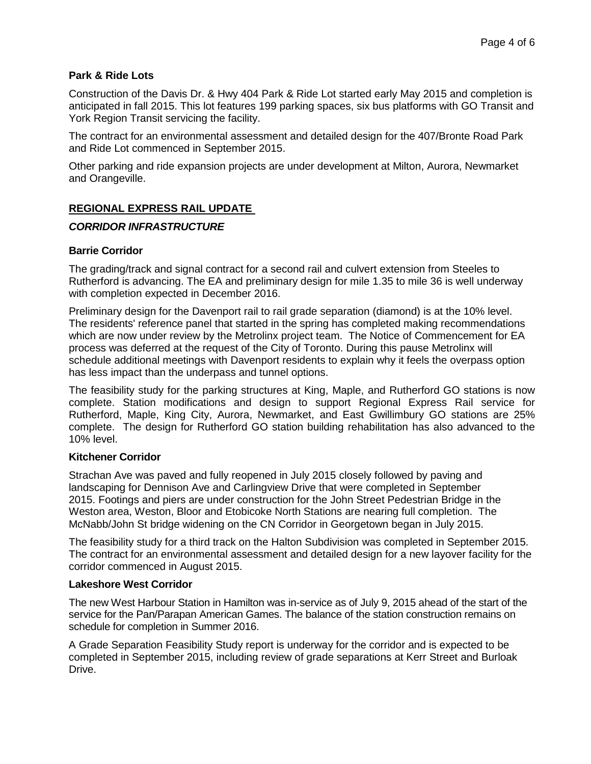### Park & Ride Lots

Construction of the Davis Dr. & Hwy 404 Park & Ride Lot started early May 2015 and completion is anticipated in fall 2015. This lot features 199 parking spaces, six bus platforms with GO Transit and York Region Transit servicing the facility.

The contract for an environmental assessment and detailed design for the 407/Bronte Road Park and Ride Lot commenced in September 2015.

Other parking and ride expansion projects are under development at Milton, Aurora, Newmarket and Orangeville.

## REGIONAL EXPRESS RAIL UPDATE

### *CORRIDOR INFRASTRUCTURE*

### Barrie Corridor

The grading/track and signal contract for a second rail and culvert extension from Steeles to Rutherford is advancing. The EA and preliminary design for mile 1.35 to mile 36 is well underway with completion expected in December 2016.

Preliminary design for the Davenport rail to rail grade separation (diamond) is at the 10% level. The residents' reference panel that started in the spring has completed making recommendations which are now under review by the Metrolinx project team. The Notice of Commencement for EA process was deferred at the request of the City of Toronto. During this pause Metrolinx will schedule additional meetings with Davenport residents to explain why it feels the overpass option has less impact than the underpass and tunnel options.

The feasibility study for the parking structures at King, Maple, and Rutherford GO stations is now complete. Station modifications and design to support Regional Express Rail service for Rutherford, Maple, King City, Aurora, Newmarket, and East Gwillimbury GO stations are 25% complete. The design for Rutherford GO station building rehabilitation has also advanced to the 10% level.

### Kitchener Corridor

Strachan Ave was paved and fully reopened in July 2015 closely followed by paving and landscaping for Dennison Ave and Carlingview Drive that were completed in September 2015. Footings and piers are under construction for the John Street Pedestrian Bridge in the Weston area, Weston, Bloor and Etobicoke North Stations are nearing full completion. The McNabb/John St bridge widening on the CN Corridor in Georgetown began in July 2015.

The feasibility study for a third track on the Halton Subdivision was completed in September 2015. The contract for an environmental assessment and detailed design for a new layover facility for the corridor commenced in August 2015.

### Lakeshore West Corridor

The new West Harbour Station in Hamilton was in-service as of July 9, 2015 ahead of the start of the service for the Pan/Parapan American Games. The balance of the station construction remains on schedule for completion in Summer 2016.

A Grade Separation Feasibility Study report is underway for the corridor and is expected to be completed in September 2015, including review of grade separations at Kerr Street and Burloak Drive.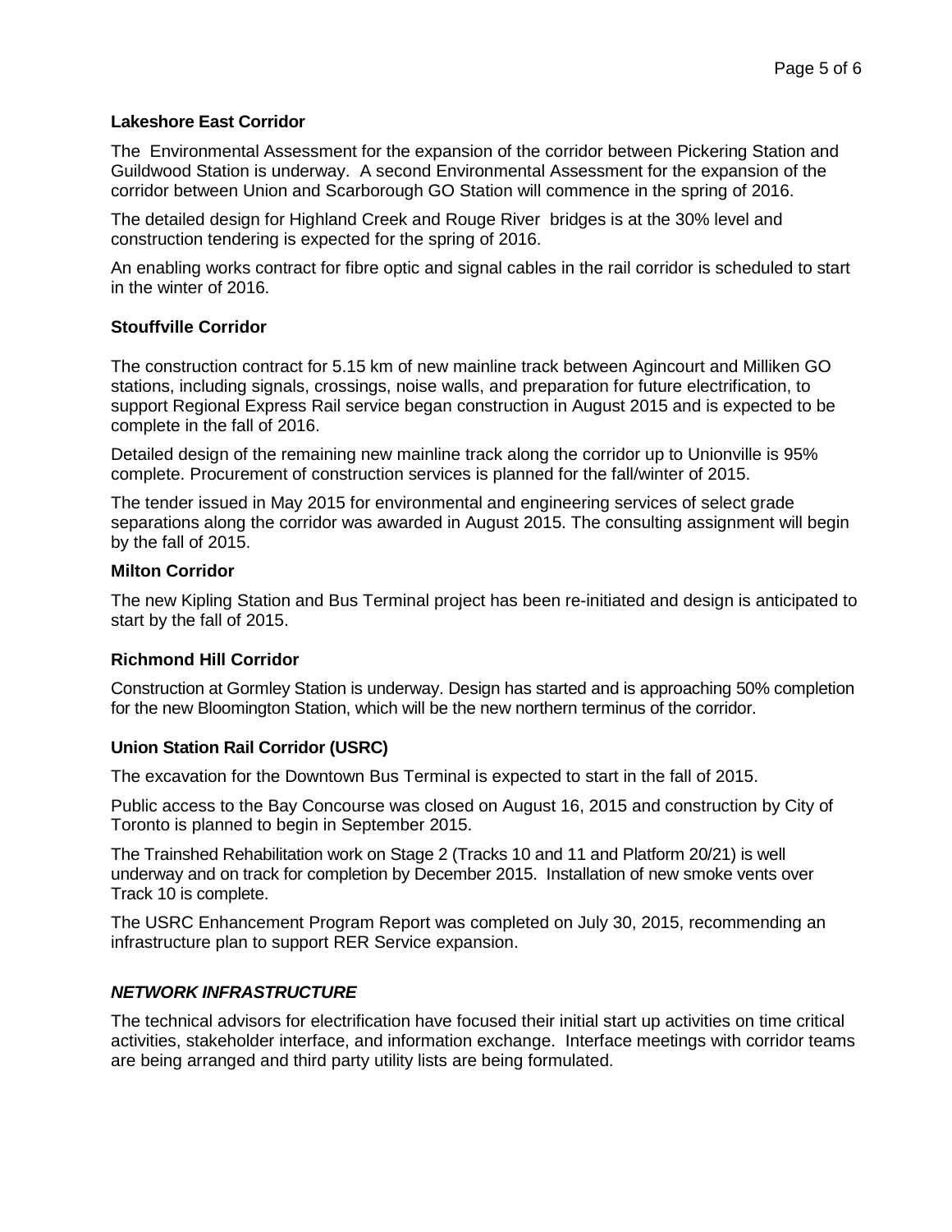**Lakeshore East Corridor**

The Environmental Assessment for the expansion of the corridor between Pickering Station and Guildwood Station is underway. A second Environmental Assessment for the expansion of the corridor between Union and Scarborough GO Station will commence in the spring of 2016.

The detailed design for Highland Creek and Rouge River bridges is at the 30% level and construction tendering is expected for the spring of 2016.

An enabling works contract for fibre optic and signal cables in the rail corridor is scheduled to start in the winter of 2016.

**Stouffville Corridor**

The construction contract for 5.15 km of new mainline track between Agincourt and Milliken GO stations, including signals, crossings, noise walls, and preparation for future electrification, to support Regional Express Rail service began construction in August 2015 and is expected to be complete in the fall of 2016.

Detailed design of the remaining new mainline track along the corridor up to Unionville is 95% complete. Procurement of construction services is planned for the fall/winter of 2015.

The tender issued in May 2015 for environmental and engineering services of select grade separations along the corridor was awarded in August 2015. The consulting assignment will begin by the fall of 2015.

**Milton Corridor**

The new Kipling Station and Bus Terminal project has been re-initiated and design is anticipated to start by the fall of 2015.

**Richmond Hill Corridor**

Construction at Gormley Station is underway. Design has started and is approaching 50% completion for the new Bloomington Station, which will be the new northern terminus of the corridor.

**Union Station Rail Corridor (USRC)**

The excavation for the Downtown Bus Terminal is expected to start in the fall of 2015.

Public access to the Bay Concourse was closed on August 16, 2015 and construction by City of Toronto is planned to begin in September 2015.

The Trainshed Rehabilitation work on Stage 2 (Tracks 10 and 11 and Platform 20/21) is well underway and on track for completion by December 2015. Installation of new smoke vents over Track 10 is complete.

The USRC Enhancement Program Report was completed on July 30, 2015, recommending an infrastructure plan to support RER Service expansion.

***NETWORK INFRASTRUCTURE***

The technical advisors for electrification have focused their initial start up activities on time critical activities, stakeholder interface, and information exchange. Interface meetings with corridor teams are being arranged and third party utility lists are being formulated.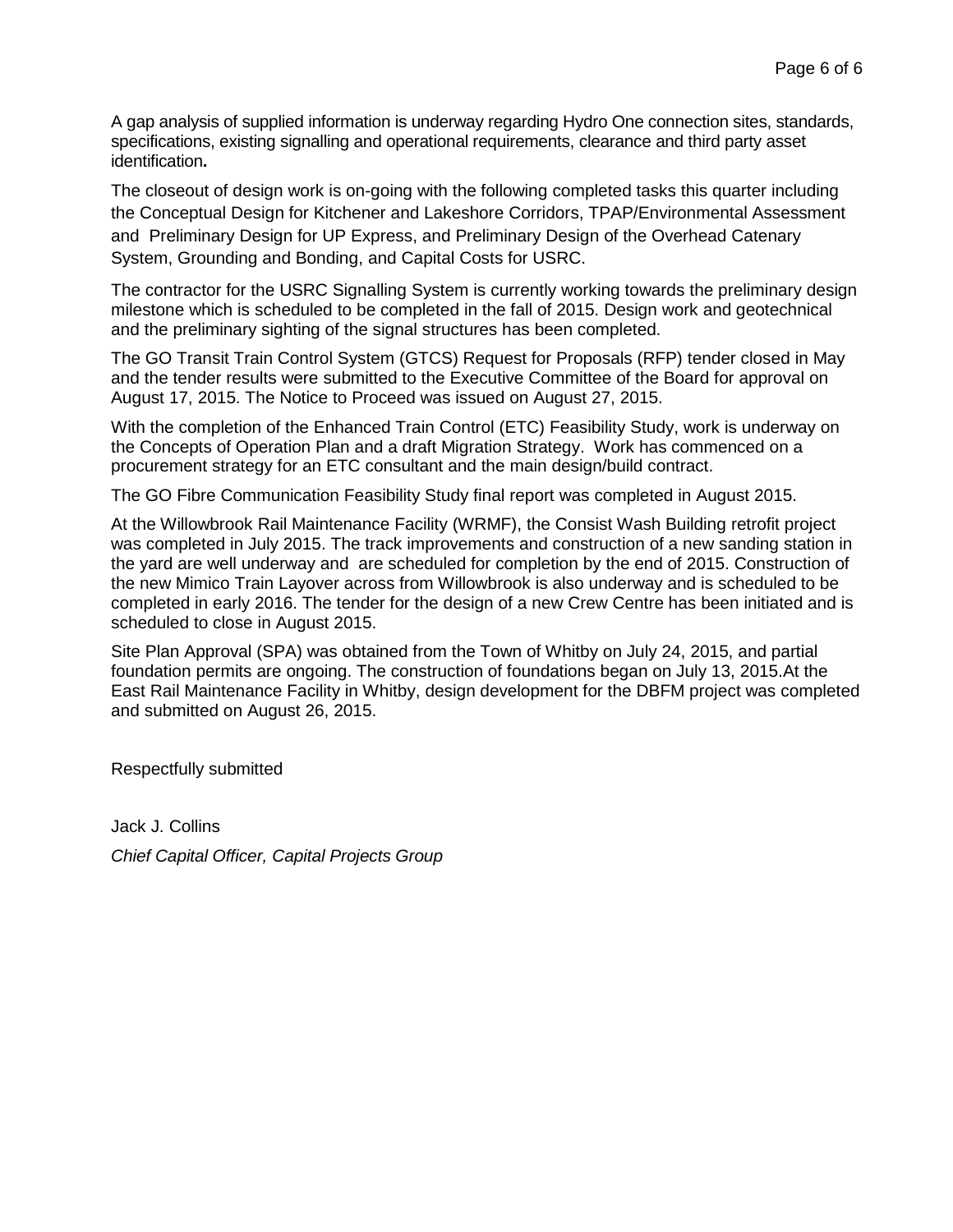A gap analysis of supplied information is underway regarding Hydro One connection sites, standards, specifications, existing signalling and operational requirements, clearance and third party asset identification**.**

The closeout of design work is on-going with the following completed tasks this quarter including the Conceptual Design for Kitchener and Lakeshore Corridors, TPAP/Environmental Assessment and Preliminary Design for UP Express, and Preliminary Design of the Overhead Catenary System, Grounding and Bonding, and Capital Costs for USRC.

The contractor for the USRC Signalling System is currently working towards the preliminary design milestone which is scheduled to be completed in the fall of 2015. Design work and geotechnical and the preliminary sighting of the signal structures has been completed.

The GO Transit Train Control System (GTCS) Request for Proposals (RFP) tender closed in May and the tender results were submitted to the Executive Committee of the Board for approval on August 17, 2015. The Notice to Proceed was issued on August 27, 2015.

With the completion of the Enhanced Train Control (ETC) Feasibility Study, work is underway on the Concepts of Operation Plan and a draft Migration Strategy. Work has commenced on a procurement strategy for an ETC consultant and the main design/build contract.

The GO Fibre Communication Feasibility Study final report was completed in August 2015.

At the Willowbrook Rail Maintenance Facility (WRMF), the Consist Wash Building retrofit project was completed in July 2015. The track improvements and construction of a new sanding station in the yard are well underway and are scheduled for completion by the end of 2015. Construction of the new Mimico Train Layover across from Willowbrook is also underway and is scheduled to be completed in early 2016. The tender for the design of a new Crew Centre has been initiated and is scheduled to close in August 2015.

Site Plan Approval (SPA) was obtained from the Town of Whitby on July 24, 2015, and partial foundation permits are ongoing. The construction of foundations began on July 13, 2015.At the East Rail Maintenance Facility in Whitby, design development for the DBFM project was completed and submitted on August 26, 2015.

Respectfully submitted

Jack J. Collins

*Chief Capital Officer, Capital Projects Group*